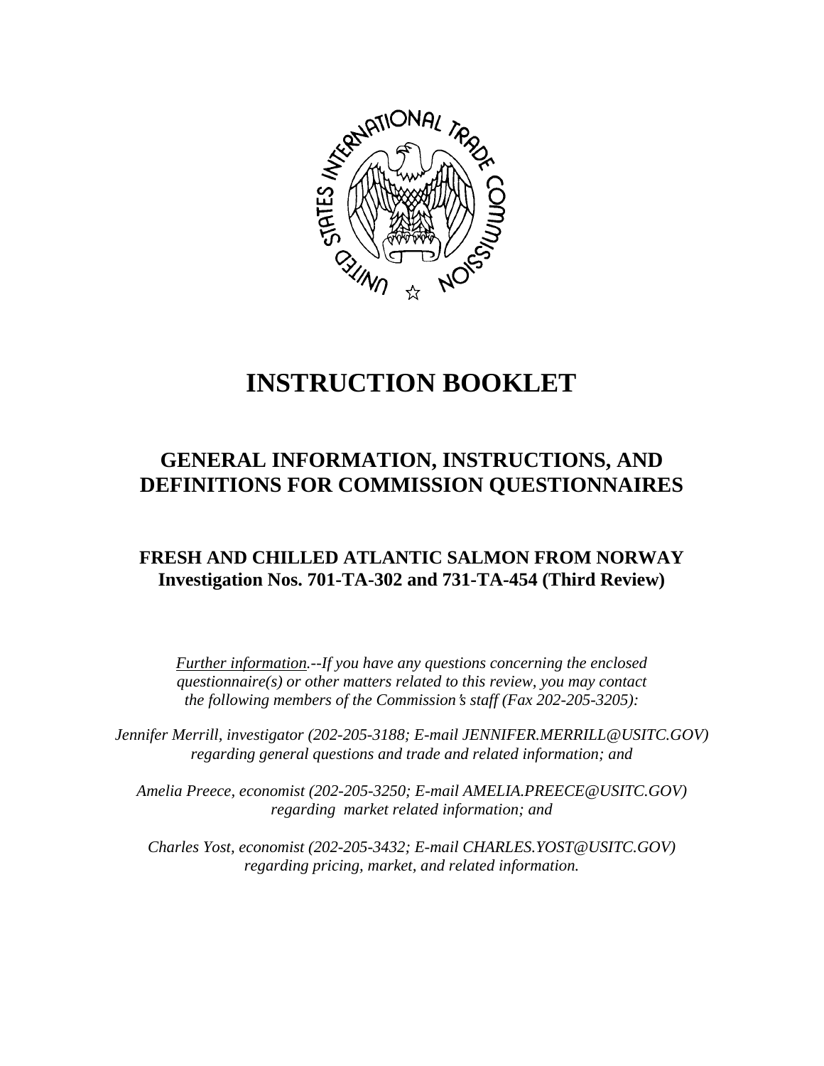# INSTRUCTION BOOKLET

## GENERAL INFORMATION, INSTRUCTIONS, AND DEFINITIONS FOR COMMISSION QUESTIONNAIRES

### FRESH AND CHILLED ATLANTIC SALMON FROM NORWAY
### Investigation Nos. 701-TA-302 and 731-TA-454 (Third Review)

*Further information.--If you have any questions concerning the enclosed questionnaire(s) or other matters related to this review, you may contact the following members of the Commission's staff (Fax 202-205-3205):*

*Jennifer Merrill, investigator (202-205-3188; E-mail JENNIFER.MERRILL@USITC.GOV) regarding general questions and trade and related information; and*

*Amelia Preece, economist (202-205-3250; E-mail AMELIA.PREECE@USITC.GOV) regarding market related information; and*

*Charles Yost, economist (202-205-3432; E-mail CHARLES.YOST@USITC.GOV) regarding pricing, market, and related information.*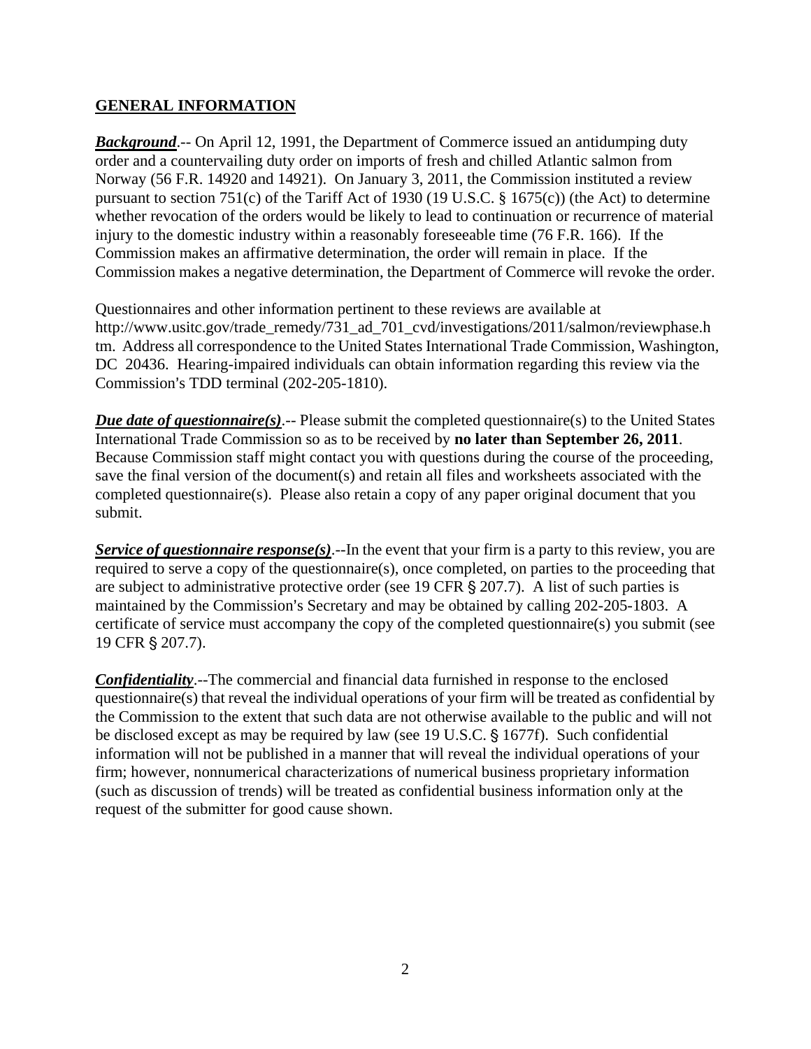## GENERAL INFORMATION

***Background***.-- On April 12, 1991, the Department of Commerce issued an antidumping duty order and a countervailing duty order on imports of fresh and chilled Atlantic salmon from Norway (56 F.R. 14920 and 14921). On January 3, 2011, the Commission instituted a review pursuant to section 751(c) of the Tariff Act of 1930 (19 U.S.C. § 1675(c)) (the Act) to determine whether revocation of the orders would be likely to lead to continuation or recurrence of material injury to the domestic industry within a reasonably foreseeable time (76 F.R. 166). If the Commission makes an affirmative determination, the order will remain in place. If the Commission makes a negative determination, the Department of Commerce will revoke the order.

Questionnaires and other information pertinent to these reviews are available at http://www.usitc.gov/trade_remedy/731_ad_701_cvd/investigations/2011/salmon/reviewphase.htm. Address all correspondence to the United States International Trade Commission, Washington, DC 20436. Hearing-impaired individuals can obtain information regarding this review via the Commission's TDD terminal (202-205-1810).

***Due date of questionnaire(s)***.-- Please submit the completed questionnaire(s) to the United States International Trade Commission so as to be received by **no later than September 26, 2011**. Because Commission staff might contact you with questions during the course of the proceeding, save the final version of the document(s) and retain all files and worksheets associated with the completed questionnaire(s). Please also retain a copy of any paper original document that you submit.

***Service of questionnaire response(s)***.--In the event that your firm is a party to this review, you are required to serve a copy of the questionnaire(s), once completed, on parties to the proceeding that are subject to administrative protective order (see 19 CFR § 207.7). A list of such parties is maintained by the Commission's Secretary and may be obtained by calling 202-205-1803. A certificate of service must accompany the copy of the completed questionnaire(s) you submit (see 19 CFR § 207.7).

***Confidentiality***.--The commercial and financial data furnished in response to the enclosed questionnaire(s) that reveal the individual operations of your firm will be treated as confidential by the Commission to the extent that such data are not otherwise available to the public and will not be disclosed except as may be required by law (see 19 U.S.C. § 1677f). Such confidential information will not be published in a manner that will reveal the individual operations of your firm; however, nonnumerical characterizations of numerical business proprietary information (such as discussion of trends) will be treated as confidential business information only at the request of the submitter for good cause shown.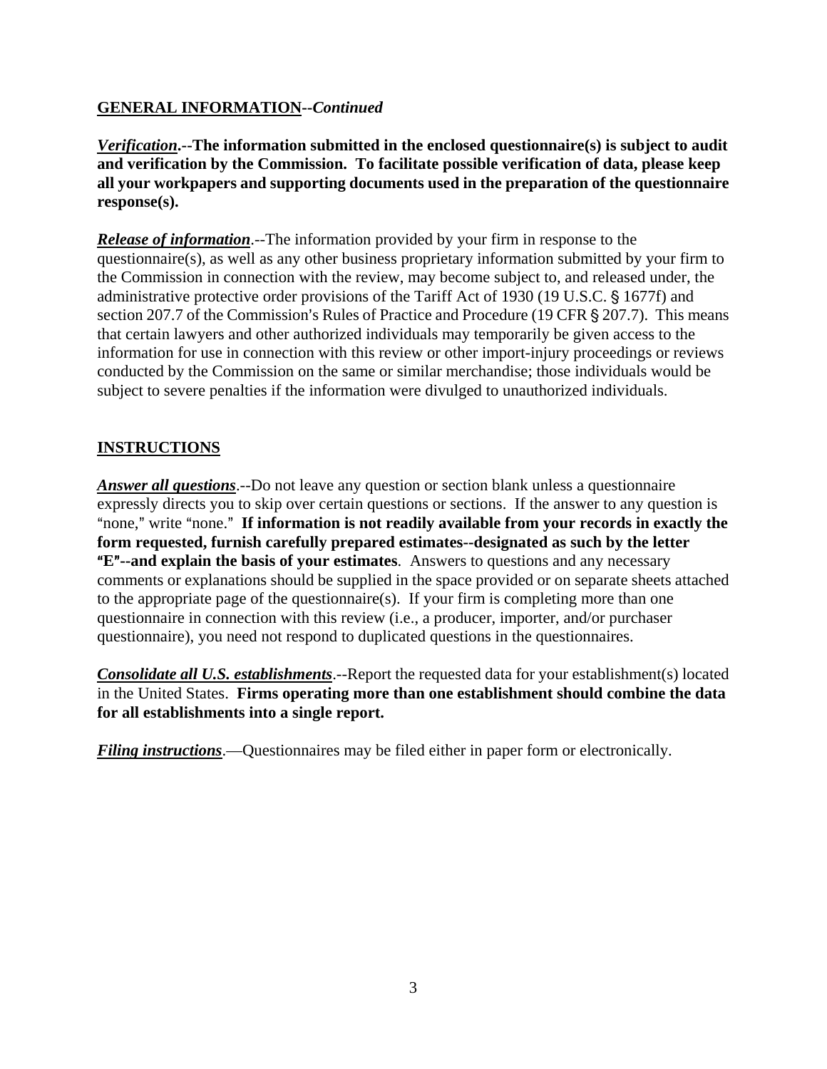**GENERAL INFORMATION**--*Continued*

***Verification*****.--The information submitted in the enclosed questionnaire(s) is subject to audit and verification by the Commission. To facilitate possible verification of data, please keep all your workpapers and supporting documents used in the preparation of the questionnaire response(s).**

***Release of information***.--The information provided by your firm in response to the questionnaire(s), as well as any other business proprietary information submitted by your firm to the Commission in connection with the review, may become subject to, and released under, the administrative protective order provisions of the Tariff Act of 1930 (19 U.S.C. § 1677f) and section 207.7 of the Commission's Rules of Practice and Procedure (19 CFR § 207.7). This means that certain lawyers and other authorized individuals may temporarily be given access to the information for use in connection with this review or other import-injury proceedings or reviews conducted by the Commission on the same or similar merchandise; those individuals would be subject to severe penalties if the information were divulged to unauthorized individuals.

**INSTRUCTIONS**

***Answer all questions***.--Do not leave any question or section blank unless a questionnaire expressly directs you to skip over certain questions or sections. If the answer to any question is "none," write "none." **If information is not readily available from your records in exactly the form requested, furnish carefully prepared estimates--designated as such by the letter "E"--and explain the basis of your estimates**. Answers to questions and any necessary comments or explanations should be supplied in the space provided or on separate sheets attached to the appropriate page of the questionnaire(s). If your firm is completing more than one questionnaire in connection with this review (i.e., a producer, importer, and/or purchaser questionnaire), you need not respond to duplicated questions in the questionnaires.

***Consolidate all U.S. establishments***.--Report the requested data for your establishment(s) located in the United States. **Firms operating more than one establishment should combine the data for all establishments into a single report.**

***Filing instructions***.—Questionnaires may be filed either in paper form or electronically.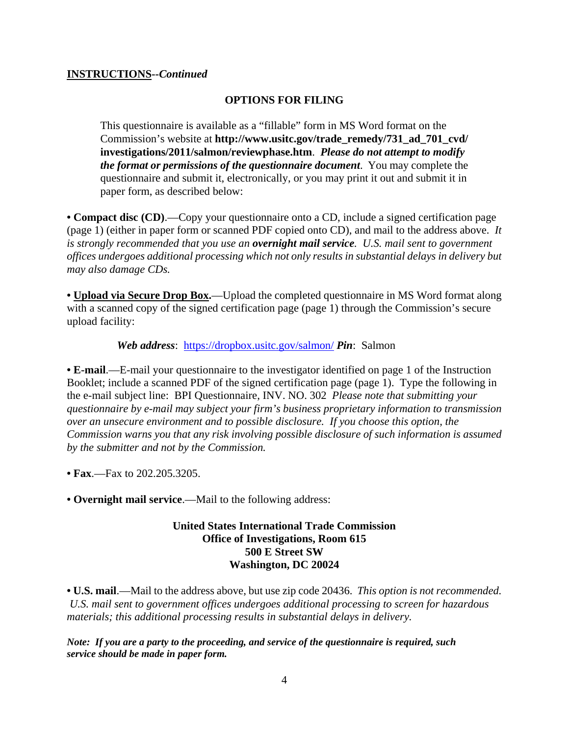**INSTRUCTIONS**--*Continued*

## OPTIONS FOR FILING

This questionnaire is available as a "fillable" form in MS Word format on the Commission's website at **http://www.usitc.gov/trade_remedy/731_ad_701_cvd/investigations/2011/salmon/reviewphase.htm**. ***Please do not attempt to modify the format or permissions of the questionnaire document***. You may complete the questionnaire and submit it, electronically, or you may print it out and submit it in paper form, as described below:

• **Compact disc (CD)**.—Copy your questionnaire onto a CD, include a signed certification page (page 1) (either in paper form or scanned PDF copied onto CD), and mail to the address above. *It is strongly recommended that you use an **overnight mail service**. U.S. mail sent to government offices undergoes additional processing which not only results in substantial delays in delivery but may also damage CDs.*

• **Upload via Secure Drop Box.**—Upload the completed questionnaire in MS Word format along with a scanned copy of the signed certification page (page 1) through the Commission's secure upload facility:

***Web address***: https://dropbox.usitc.gov/salmon/ ***Pin***: Salmon

• **E-mail**.—E-mail your questionnaire to the investigator identified on page 1 of the Instruction Booklet; include a scanned PDF of the signed certification page (page 1). Type the following in the e-mail subject line: BPI Questionnaire, INV. NO. 302 *Please note that submitting your questionnaire by e-mail may subject your firm's business proprietary information to transmission over an unsecure environment and to possible disclosure. If you choose this option, the Commission warns you that any risk involving possible disclosure of such information is assumed by the submitter and not by the Commission.*

• **Fax**.—Fax to 202.205.3205.

• **Overnight mail service**.—Mail to the following address:

**United States International Trade Commission**
**Office of Investigations, Room 615**
**500 E Street SW**
**Washington, DC 20024**

• **U.S. mail**.—Mail to the address above, but use zip code 20436. *This option is not recommended. U.S. mail sent to government offices undergoes additional processing to screen for hazardous materials; this additional processing results in substantial delays in delivery.*

***Note: If you are a party to the proceeding, and service of the questionnaire is required, such service should be made in paper form.***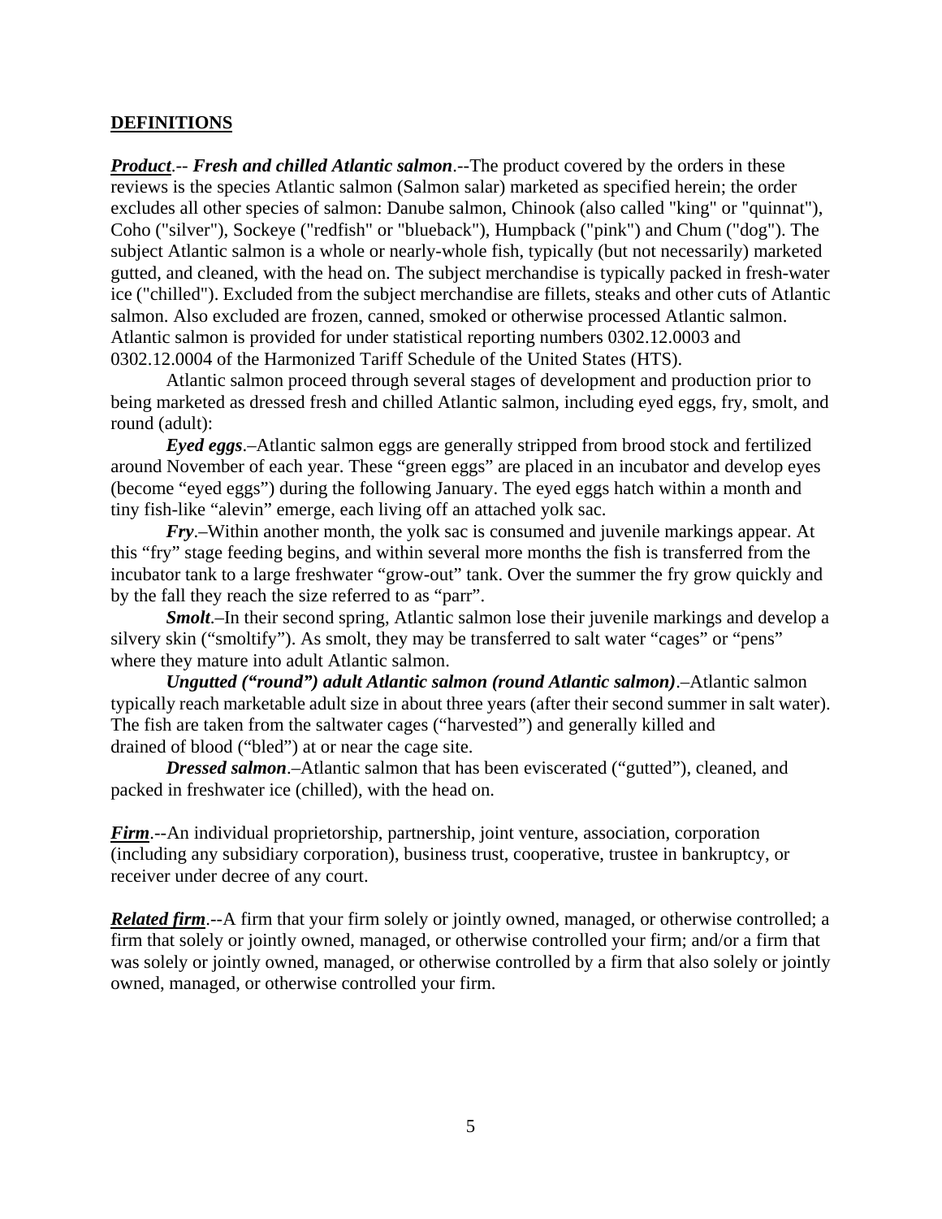## DEFINITIONS

***Product***.-- ***Fresh and chilled Atlantic salmon***.--The product covered by the orders in these reviews is the species Atlantic salmon (Salmon salar) marketed as specified herein; the order excludes all other species of salmon: Danube salmon, Chinook (also called "king" or "quinnat"), Coho ("silver"), Sockeye ("redfish" or "blueback"), Humpback ("pink") and Chum ("dog"). The subject Atlantic salmon is a whole or nearly-whole fish, typically (but not necessarily) marketed gutted, and cleaned, with the head on. The subject merchandise is typically packed in fresh-water ice ("chilled"). Excluded from the subject merchandise are fillets, steaks and other cuts of Atlantic salmon. Also excluded are frozen, canned, smoked or otherwise processed Atlantic salmon. Atlantic salmon is provided for under statistical reporting numbers 0302.12.0003 and 0302.12.0004 of the Harmonized Tariff Schedule of the United States (HTS).

Atlantic salmon proceed through several stages of development and production prior to being marketed as dressed fresh and chilled Atlantic salmon, including eyed eggs, fry, smolt, and round (adult):

***Eyed eggs***.–Atlantic salmon eggs are generally stripped from brood stock and fertilized around November of each year. These "green eggs" are placed in an incubator and develop eyes (become "eyed eggs") during the following January. The eyed eggs hatch within a month and tiny fish-like "alevin" emerge, each living off an attached yolk sac.

***Fry***.–Within another month, the yolk sac is consumed and juvenile markings appear. At this "fry" stage feeding begins, and within several more months the fish is transferred from the incubator tank to a large freshwater "grow-out" tank. Over the summer the fry grow quickly and by the fall they reach the size referred to as "parr".

***Smolt***.–In their second spring, Atlantic salmon lose their juvenile markings and develop a silvery skin ("smoltify"). As smolt, they may be transferred to salt water "cages" or "pens" where they mature into adult Atlantic salmon.

***Ungutted ("round") adult Atlantic salmon (round Atlantic salmon)***.–Atlantic salmon typically reach marketable adult size in about three years (after their second summer in salt water). The fish are taken from the saltwater cages ("harvested") and generally killed and drained of blood ("bled") at or near the cage site.

***Dressed salmon***.–Atlantic salmon that has been eviscerated ("gutted"), cleaned, and packed in freshwater ice (chilled), with the head on.

***Firm***.--An individual proprietorship, partnership, joint venture, association, corporation (including any subsidiary corporation), business trust, cooperative, trustee in bankruptcy, or receiver under decree of any court.

***Related firm***.--A firm that your firm solely or jointly owned, managed, or otherwise controlled; a firm that solely or jointly owned, managed, or otherwise controlled your firm; and/or a firm that was solely or jointly owned, managed, or otherwise controlled by a firm that also solely or jointly owned, managed, or otherwise controlled your firm.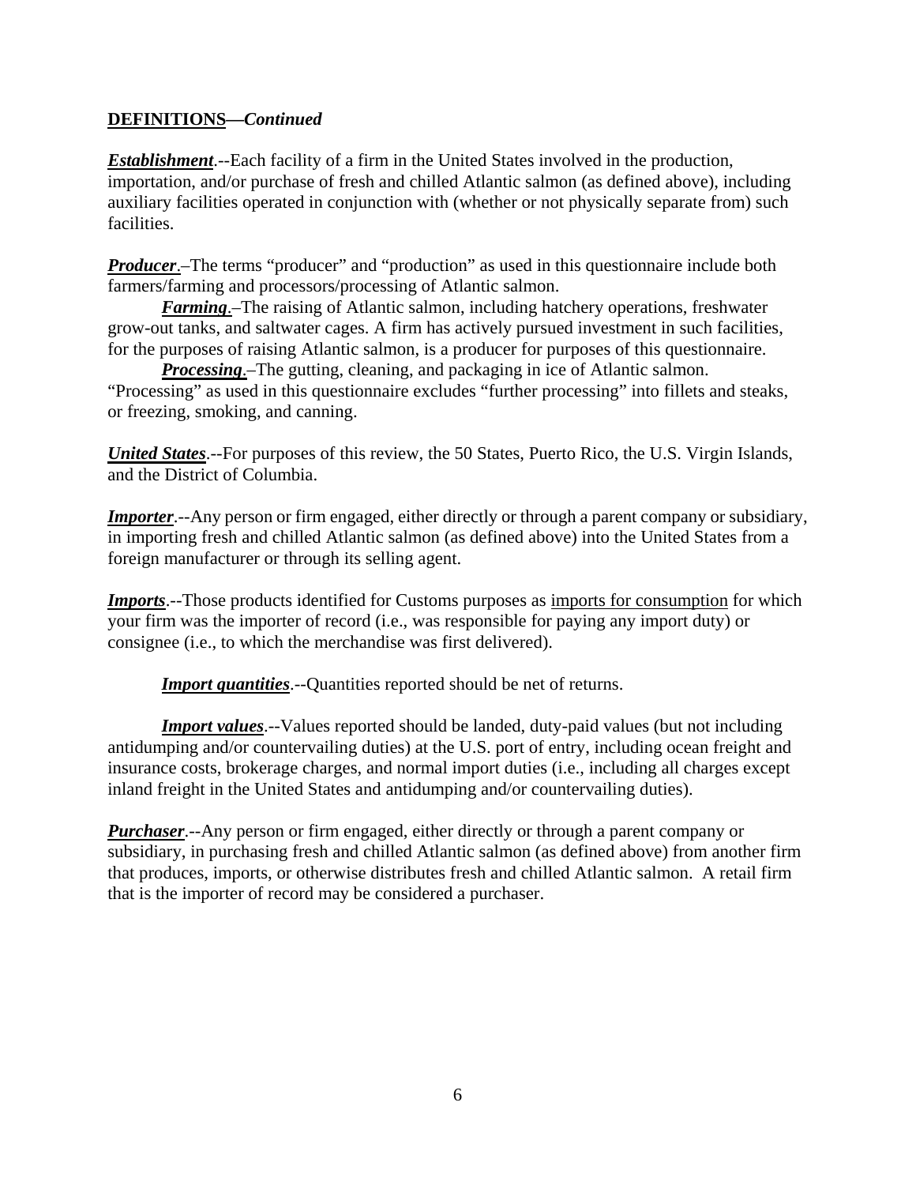**DEFINITIONS—*Continued***

***Establishment***.--Each facility of a firm in the United States involved in the production, importation, and/or purchase of fresh and chilled Atlantic salmon (as defined above), including auxiliary facilities operated in conjunction with (whether or not physically separate from) such facilities.

***Producer***.–The terms "producer" and "production" as used in this questionnaire include both farmers/farming and processors/processing of Atlantic salmon.

***Farming***.–The raising of Atlantic salmon, including hatchery operations, freshwater grow-out tanks, and saltwater cages. A firm has actively pursued investment in such facilities, for the purposes of raising Atlantic salmon, is a producer for purposes of this questionnaire.

***Processing***.–The gutting, cleaning, and packaging in ice of Atlantic salmon. "Processing" as used in this questionnaire excludes "further processing" into fillets and steaks, or freezing, smoking, and canning.

***United States***.--For purposes of this review, the 50 States, Puerto Rico, the U.S. Virgin Islands, and the District of Columbia.

***Importer***.--Any person or firm engaged, either directly or through a parent company or subsidiary, in importing fresh and chilled Atlantic salmon (as defined above) into the United States from a foreign manufacturer or through its selling agent.

***Imports***.--Those products identified for Customs purposes as imports for consumption for which your firm was the importer of record (i.e., was responsible for paying any import duty) or consignee (i.e., to which the merchandise was first delivered).

***Import quantities***.--Quantities reported should be net of returns.

***Import values***.--Values reported should be landed, duty-paid values (but not including antidumping and/or countervailing duties) at the U.S. port of entry, including ocean freight and insurance costs, brokerage charges, and normal import duties (i.e., including all charges except inland freight in the United States and antidumping and/or countervailing duties).

***Purchaser***.--Any person or firm engaged, either directly or through a parent company or subsidiary, in purchasing fresh and chilled Atlantic salmon (as defined above) from another firm that produces, imports, or otherwise distributes fresh and chilled Atlantic salmon. A retail firm that is the importer of record may be considered a purchaser.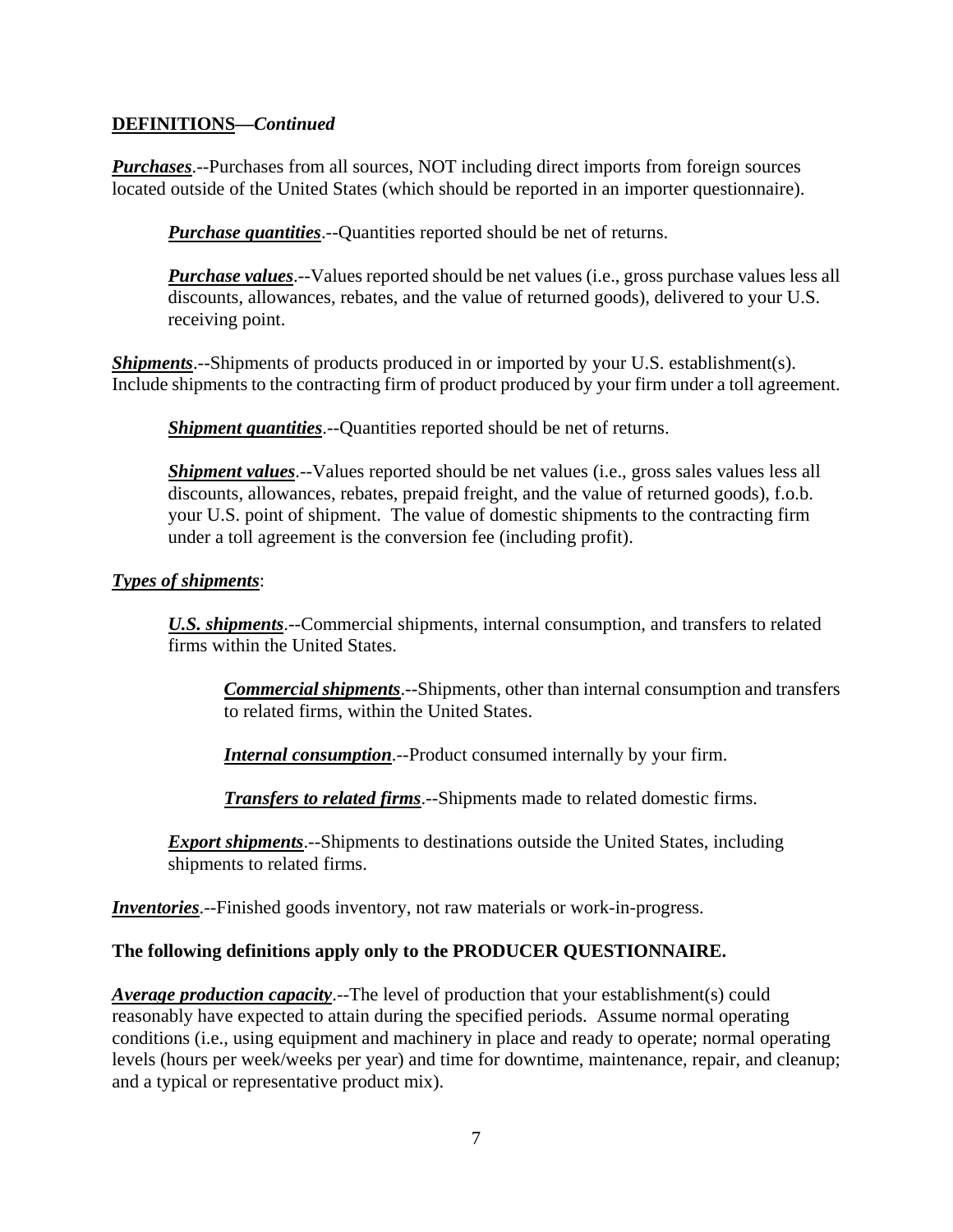**DEFINITIONS—*Continued***

***Purchases***.--Purchases from all sources, NOT including direct imports from foreign sources located outside of the United States (which should be reported in an importer questionnaire).

> ***Purchase quantities***.--Quantities reported should be net of returns.
>
> ***Purchase values***.--Values reported should be net values (i.e., gross purchase values less all discounts, allowances, rebates, and the value of returned goods), delivered to your U.S. receiving point.

***Shipments***.--Shipments of products produced in or imported by your U.S. establishment(s). Include shipments to the contracting firm of product produced by your firm under a toll agreement.

> ***Shipment quantities***.--Quantities reported should be net of returns.
>
> ***Shipment values***.--Values reported should be net values (i.e., gross sales values less all discounts, allowances, rebates, prepaid freight, and the value of returned goods), f.o.b. your U.S. point of shipment. The value of domestic shipments to the contracting firm under a toll agreement is the conversion fee (including profit).

***Types of shipments***:

> ***U.S. shipments***.--Commercial shipments, internal consumption, and transfers to related firms within the United States.
>
> > ***Commercial shipments***.--Shipments, other than internal consumption and transfers to related firms, within the United States.
> >
> > ***Internal consumption***.--Product consumed internally by your firm.
> >
> > ***Transfers to related firms***.--Shipments made to related domestic firms.
>
> ***Export shipments***.--Shipments to destinations outside the United States, including shipments to related firms.

***Inventories***.--Finished goods inventory, not raw materials or work-in-progress.

**The following definitions apply only to the PRODUCER QUESTIONNAIRE.**

***Average production capacity***.--The level of production that your establishment(s) could reasonably have expected to attain during the specified periods. Assume normal operating conditions (i.e., using equipment and machinery in place and ready to operate; normal operating levels (hours per week/weeks per year) and time for downtime, maintenance, repair, and cleanup; and a typical or representative product mix).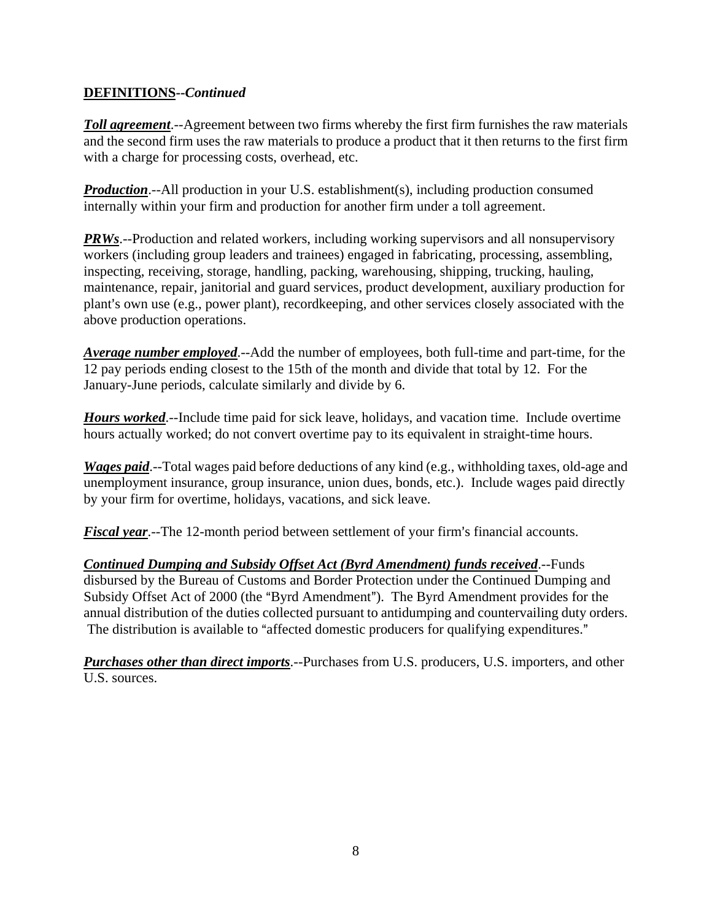**<u>DEFINITIONS</u>--*Continued***

***<u>Toll agreement</u>***.--Agreement between two firms whereby the first firm furnishes the raw materials and the second firm uses the raw materials to produce a product that it then returns to the first firm with a charge for processing costs, overhead, etc.

***<u>Production</u>***.--All production in your U.S. establishment(s), including production consumed internally within your firm and production for another firm under a toll agreement.

***<u>PRWs</u>***.--Production and related workers, including working supervisors and all nonsupervisory workers (including group leaders and trainees) engaged in fabricating, processing, assembling, inspecting, receiving, storage, handling, packing, warehousing, shipping, trucking, hauling, maintenance, repair, janitorial and guard services, product development, auxiliary production for plant's own use (e.g., power plant), recordkeeping, and other services closely associated with the above production operations.

***<u>Average number employed</u>***.--Add the number of employees, both full-time and part-time, for the 12 pay periods ending closest to the 15th of the month and divide that total by 12. For the January-June periods, calculate similarly and divide by 6.

***<u>Hours worked</u>***.--Include time paid for sick leave, holidays, and vacation time. Include overtime hours actually worked; do not convert overtime pay to its equivalent in straight-time hours.

***<u>Wages paid</u>***.--Total wages paid before deductions of any kind (e.g., withholding taxes, old-age and unemployment insurance, group insurance, union dues, bonds, etc.). Include wages paid directly by your firm for overtime, holidays, vacations, and sick leave.

***<u>Fiscal year</u>***.--The 12-month period between settlement of your firm's financial accounts.

***<u>Continued Dumping and Subsidy Offset Act (Byrd Amendment) funds received</u>***.--Funds disbursed by the Bureau of Customs and Border Protection under the Continued Dumping and Subsidy Offset Act of 2000 (the "Byrd Amendment"). The Byrd Amendment provides for the annual distribution of the duties collected pursuant to antidumping and countervailing duty orders. The distribution is available to "affected domestic producers for qualifying expenditures."

***<u>Purchases other than direct imports</u>***.--Purchases from U.S. producers, U.S. importers, and other U.S. sources.